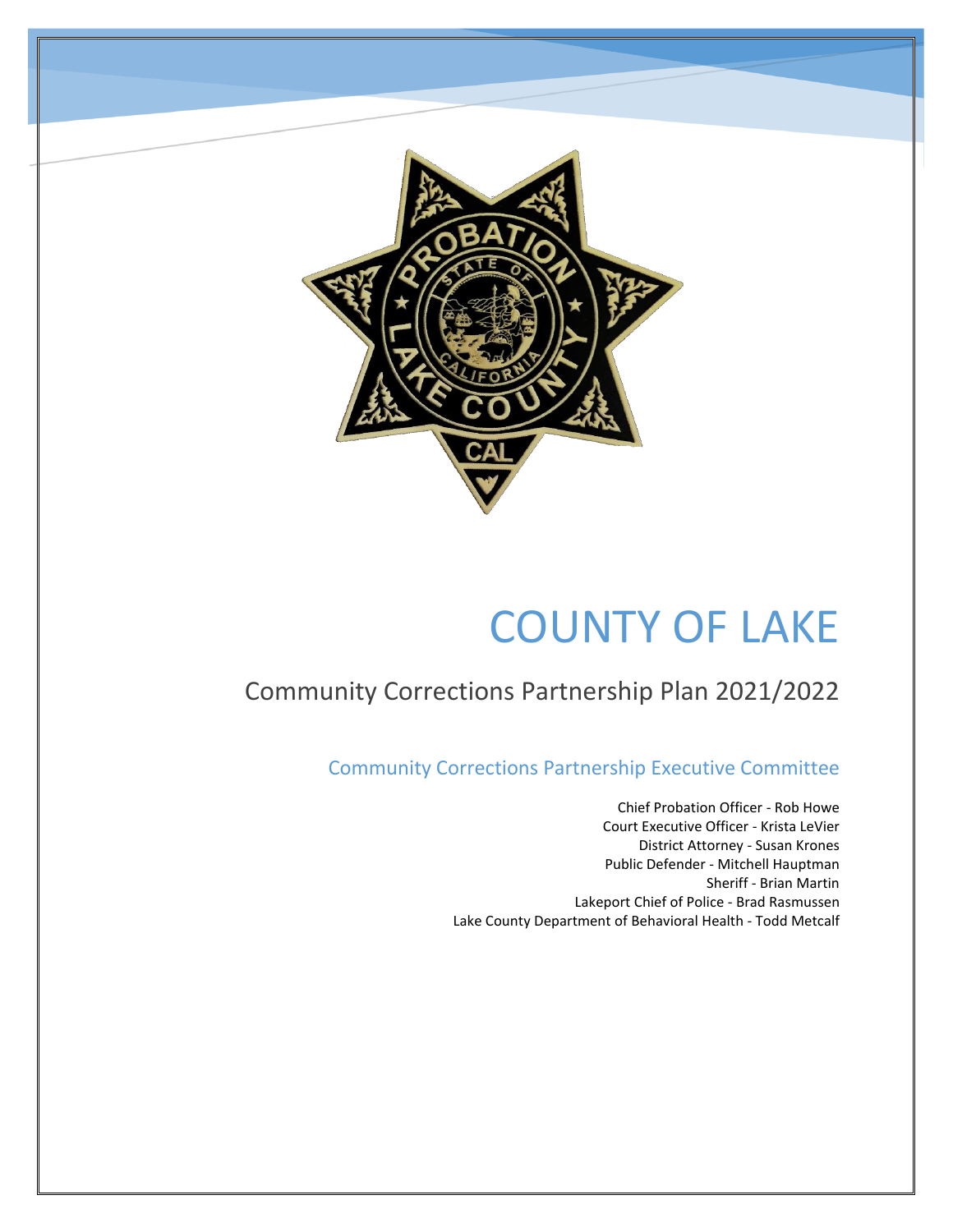# COUNTY OF LAKE

## Community Corrections Partnership Plan 2021/2022

### Community Corrections Partnership Executive Committee

Chief Probation Officer - Rob Howe
Court Executive Officer - Krista LeVier
District Attorney - Susan Krones
Public Defender - Mitchell Hauptman
Sheriff - Brian Martin
Lakeport Chief of Police - Brad Rasmussen
Lake County Department of Behavioral Health - Todd Metcalf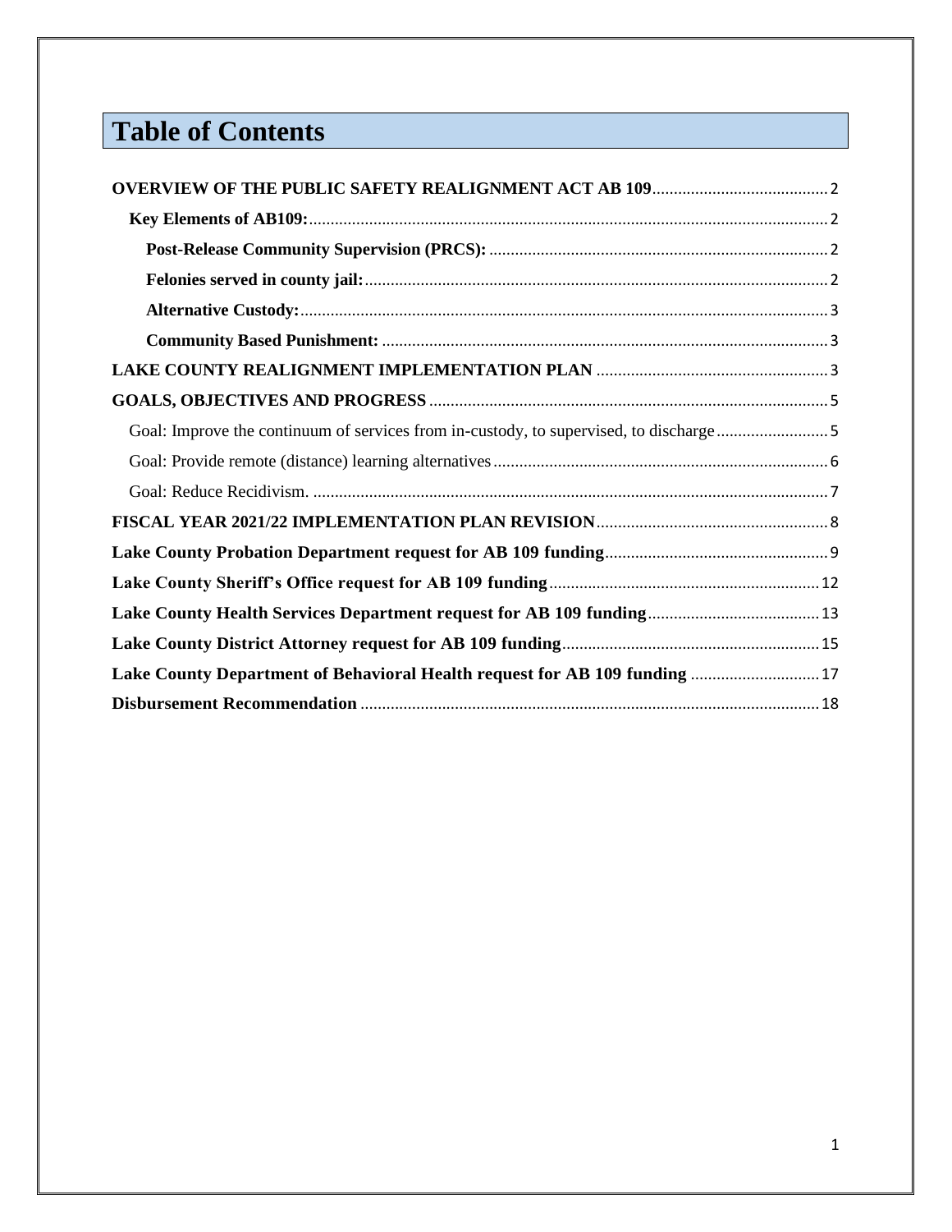# Table of Contents

**OVERVIEW OF THE PUBLIC SAFETY REALIGNMENT ACT AB 109** .......... 2

- **Key Elements of AB109:** .......... 2
  - **Post-Release Community Supervision (PRCS):** .......... 2
  - **Felonies served in county jail:** .......... 2
  - **Alternative Custody:** .......... 3
  - **Community Based Punishment:** .......... 3

**LAKE COUNTY REALIGNMENT IMPLEMENTATION PLAN** .......... 3

**GOALS, OBJECTIVES AND PROGRESS** .......... 5

- Goal: Improve the continuum of services from in-custody, to supervised, to discharge .......... 5
- Goal: Provide remote (distance) learning alternatives .......... 6
- Goal: Reduce Recidivism. .......... 7

**FISCAL YEAR 2021/22 IMPLEMENTATION PLAN REVISION** .......... 8

**Lake County Probation Department request for AB 109 funding** .......... 9

**Lake County Sheriff's Office request for AB 109 funding** .......... 12

**Lake County Health Services Department request for AB 109 funding** .......... 13

**Lake County District Attorney request for AB 109 funding** .......... 15

**Lake County Department of Behavioral Health request for AB 109 funding** .......... 17

**Disbursement Recommendation** .......... 18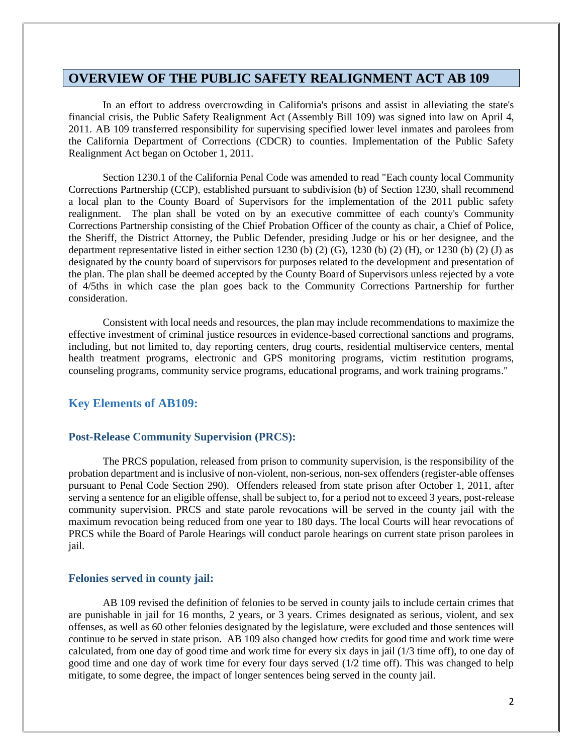# OVERVIEW OF THE PUBLIC SAFETY REALIGNMENT ACT AB 109

In an effort to address overcrowding in California's prisons and assist in alleviating the state's financial crisis, the Public Safety Realignment Act (Assembly Bill 109) was signed into law on April 4, 2011. AB 109 transferred responsibility for supervising specified lower level inmates and parolees from the California Department of Corrections (CDCR) to counties. Implementation of the Public Safety Realignment Act began on October 1, 2011.

Section 1230.1 of the California Penal Code was amended to read "Each county local Community Corrections Partnership (CCP), established pursuant to subdivision (b) of Section 1230, shall recommend a local plan to the County Board of Supervisors for the implementation of the 2011 public safety realignment. The plan shall be voted on by an executive committee of each county's Community Corrections Partnership consisting of the Chief Probation Officer of the county as chair, a Chief of Police, the Sheriff, the District Attorney, the Public Defender, presiding Judge or his or her designee, and the department representative listed in either section 1230 (b) (2) (G), 1230 (b) (2) (H), or 1230 (b) (2) (J) as designated by the county board of supervisors for purposes related to the development and presentation of the plan. The plan shall be deemed accepted by the County Board of Supervisors unless rejected by a vote of 4/5ths in which case the plan goes back to the Community Corrections Partnership for further consideration.

Consistent with local needs and resources, the plan may include recommendations to maximize the effective investment of criminal justice resources in evidence-based correctional sanctions and programs, including, but not limited to, day reporting centers, drug courts, residential multiservice centers, mental health treatment programs, electronic and GPS monitoring programs, victim restitution programs, counseling programs, community service programs, educational programs, and work training programs."

## Key Elements of AB109:

### Post-Release Community Supervision (PRCS):

The PRCS population, released from prison to community supervision, is the responsibility of the probation department and is inclusive of non-violent, non-serious, non-sex offenders (register-able offenses pursuant to Penal Code Section 290). Offenders released from state prison after October 1, 2011, after serving a sentence for an eligible offense, shall be subject to, for a period not to exceed 3 years, post-release community supervision. PRCS and state parole revocations will be served in the county jail with the maximum revocation being reduced from one year to 180 days. The local Courts will hear revocations of PRCS while the Board of Parole Hearings will conduct parole hearings on current state prison parolees in jail.

### Felonies served in county jail:

AB 109 revised the definition of felonies to be served in county jails to include certain crimes that are punishable in jail for 16 months, 2 years, or 3 years. Crimes designated as serious, violent, and sex offenses, as well as 60 other felonies designated by the legislature, were excluded and those sentences will continue to be served in state prison. AB 109 also changed how credits for good time and work time were calculated, from one day of good time and work time for every six days in jail (1/3 time off), to one day of good time and one day of work time for every four days served (1/2 time off). This was changed to help mitigate, to some degree, the impact of longer sentences being served in the county jail.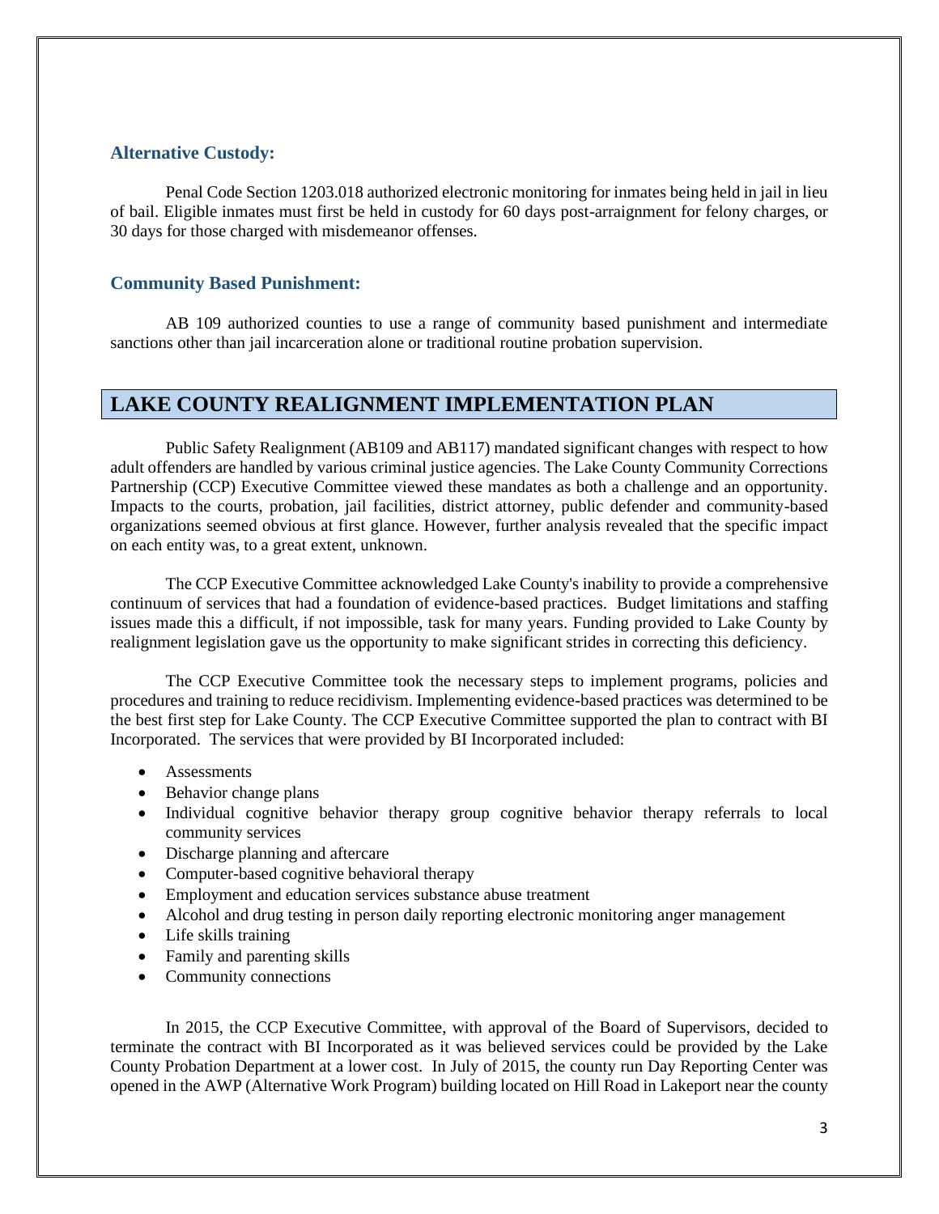### Alternative Custody:

Penal Code Section 1203.018 authorized electronic monitoring for inmates being held in jail in lieu of bail. Eligible inmates must first be held in custody for 60 days post-arraignment for felony charges, or 30 days for those charged with misdemeanor offenses.

### Community Based Punishment:

AB 109 authorized counties to use a range of community based punishment and intermediate sanctions other than jail incarceration alone or traditional routine probation supervision.

## LAKE COUNTY REALIGNMENT IMPLEMENTATION PLAN

Public Safety Realignment (AB109 and AB117) mandated significant changes with respect to how adult offenders are handled by various criminal justice agencies. The Lake County Community Corrections Partnership (CCP) Executive Committee viewed these mandates as both a challenge and an opportunity. Impacts to the courts, probation, jail facilities, district attorney, public defender and community-based organizations seemed obvious at first glance. However, further analysis revealed that the specific impact on each entity was, to a great extent, unknown.

The CCP Executive Committee acknowledged Lake County's inability to provide a comprehensive continuum of services that had a foundation of evidence-based practices. Budget limitations and staffing issues made this a difficult, if not impossible, task for many years. Funding provided to Lake County by realignment legislation gave us the opportunity to make significant strides in correcting this deficiency.

The CCP Executive Committee took the necessary steps to implement programs, policies and procedures and training to reduce recidivism. Implementing evidence-based practices was determined to be the best first step for Lake County. The CCP Executive Committee supported the plan to contract with BI Incorporated. The services that were provided by BI Incorporated included:

- Assessments
- Behavior change plans
- Individual cognitive behavior therapy group cognitive behavior therapy referrals to local community services
- Discharge planning and aftercare
- Computer-based cognitive behavioral therapy
- Employment and education services substance abuse treatment
- Alcohol and drug testing in person daily reporting electronic monitoring anger management
- Life skills training
- Family and parenting skills
- Community connections

In 2015, the CCP Executive Committee, with approval of the Board of Supervisors, decided to terminate the contract with BI Incorporated as it was believed services could be provided by the Lake County Probation Department at a lower cost. In July of 2015, the county run Day Reporting Center was opened in the AWP (Alternative Work Program) building located on Hill Road in Lakeport near the county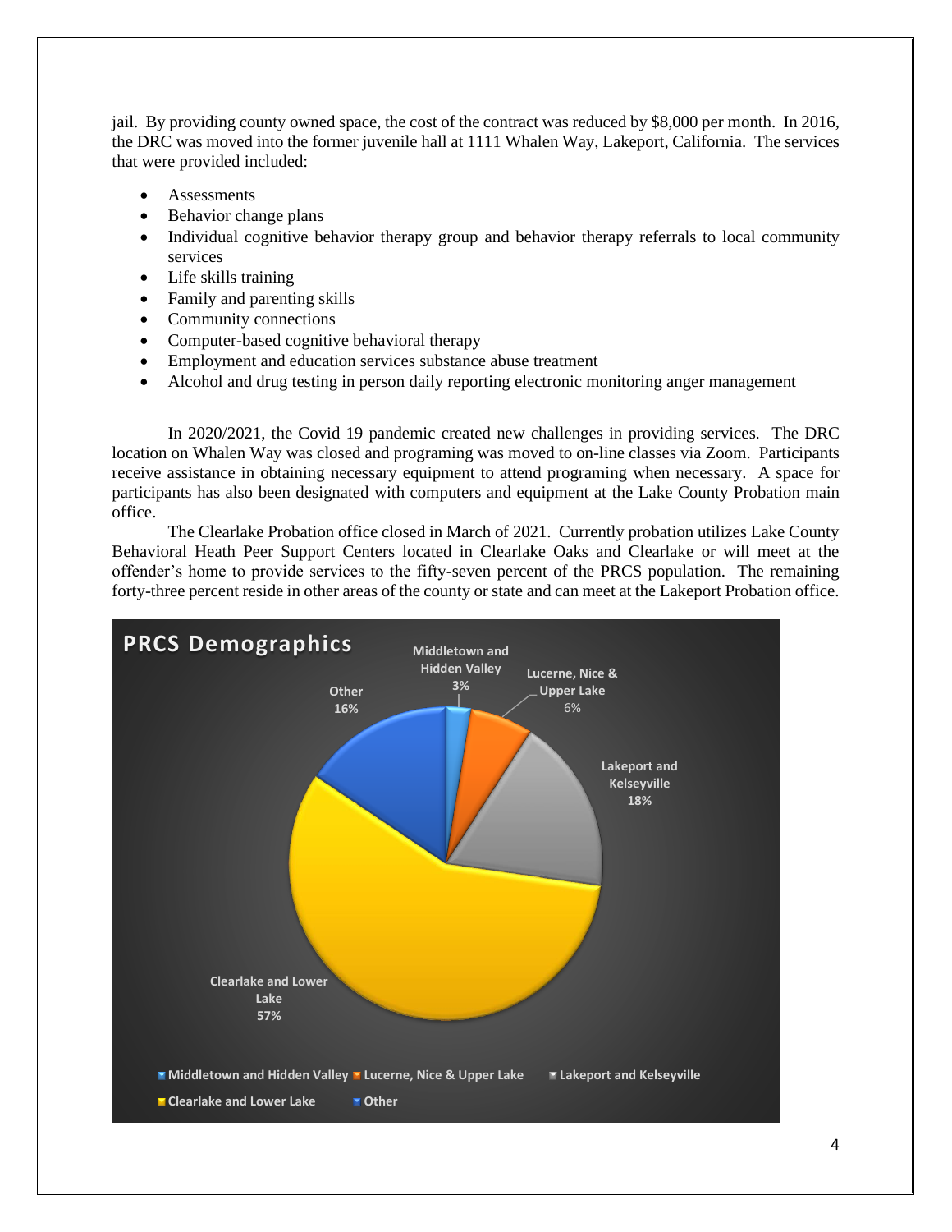jail. By providing county owned space, the cost of the contract was reduced by $8,000 per month. In 2016, the DRC was moved into the former juvenile hall at 1111 Whalen Way, Lakeport, California. The services that were provided included:

- Assessments
- Behavior change plans
- Individual cognitive behavior therapy group and behavior therapy referrals to local community services
- Life skills training
- Family and parenting skills
- Community connections
- Computer-based cognitive behavioral therapy
- Employment and education services substance abuse treatment
- Alcohol and drug testing in person daily reporting electronic monitoring anger management

In 2020/2021, the Covid 19 pandemic created new challenges in providing services. The DRC location on Whalen Way was closed and programing was moved to on-line classes via Zoom. Participants receive assistance in obtaining necessary equipment to attend programing when necessary. A space for participants has also been designated with computers and equipment at the Lake County Probation main office.

The Clearlake Probation office closed in March of 2021. Currently probation utilizes Lake County Behavioral Heath Peer Support Centers located in Clearlake Oaks and Clearlake or will meet at the offender's home to provide services to the fifty-seven percent of the PRCS population. The remaining forty-three percent reside in other areas of the county or state and can meet at the Lakeport Probation office.

**PRCS Demographics**

| Area | Percent |
|---|---|
| Middletown and Hidden Valley | 3% |
| Lucerne, Nice & Upper Lake | 6% |
| Lakeport and Kelseyville | 18% |
| Clearlake and Lower Lake | 57% |
| Other | 16% |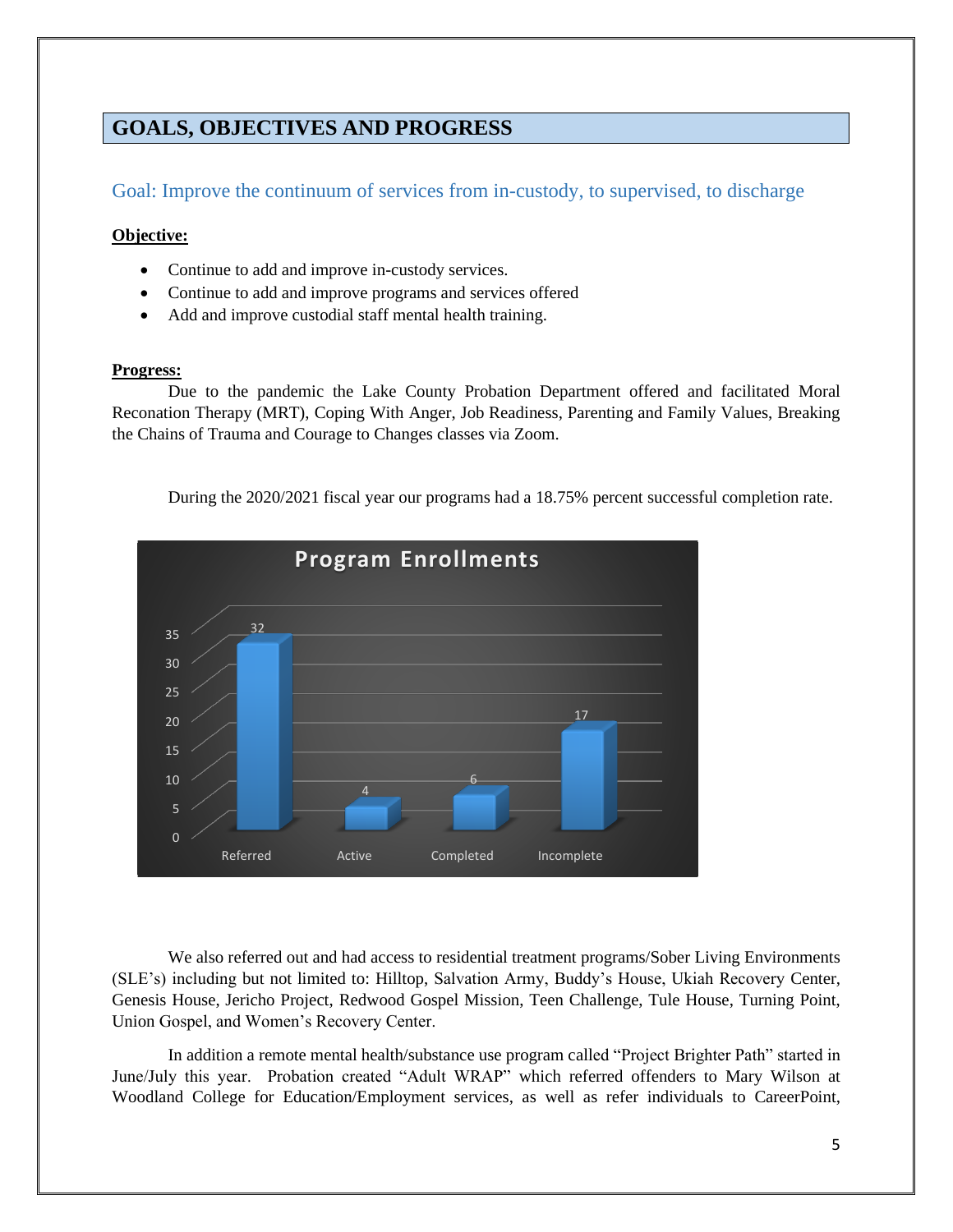## GOALS, OBJECTIVES AND PROGRESS

### Goal: Improve the continuum of services from in-custody, to supervised, to discharge

**Objective:**

- Continue to add and improve in-custody services.
- Continue to add and improve programs and services offered
- Add and improve custodial staff mental health training.

**Progress:**

Due to the pandemic the Lake County Probation Department offered and facilitated Moral Reconation Therapy (MRT), Coping With Anger, Job Readiness, Parenting and Family Values, Breaking the Chains of Trauma and Courage to Changes classes via Zoom.

During the 2020/2021 fiscal year our programs had a 18.75% percent successful completion rate.

**Program Enrollments**

| Referred | Active | Completed | Incomplete |
|---|---|---|---|
| 32 | 4 | 6 | 17 |

We also referred out and had access to residential treatment programs/Sober Living Environments (SLE's) including but not limited to: Hilltop, Salvation Army, Buddy's House, Ukiah Recovery Center, Genesis House, Jericho Project, Redwood Gospel Mission, Teen Challenge, Tule House, Turning Point, Union Gospel, and Women's Recovery Center.

In addition a remote mental health/substance use program called "Project Brighter Path" started in June/July this year. Probation created "Adult WRAP" which referred offenders to Mary Wilson at Woodland College for Education/Employment services, as well as refer individuals to CareerPoint,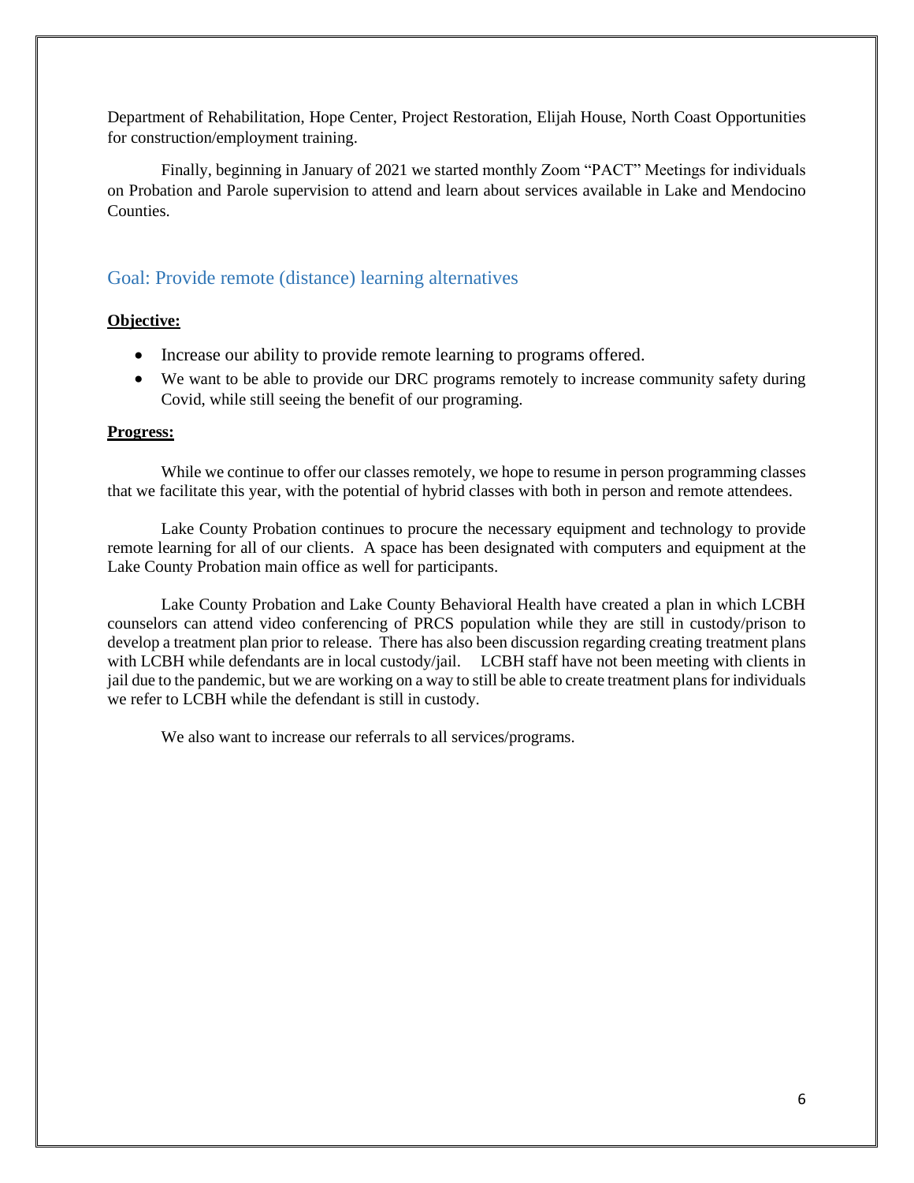Department of Rehabilitation, Hope Center, Project Restoration, Elijah House, North Coast Opportunities for construction/employment training.

Finally, beginning in January of 2021 we started monthly Zoom "PACT" Meetings for individuals on Probation and Parole supervision to attend and learn about services available in Lake and Mendocino Counties.

## Goal: Provide remote (distance) learning alternatives

**Objective:**

- Increase our ability to provide remote learning to programs offered.
- We want to be able to provide our DRC programs remotely to increase community safety during Covid, while still seeing the benefit of our programing.

**Progress:**

While we continue to offer our classes remotely, we hope to resume in person programming classes that we facilitate this year, with the potential of hybrid classes with both in person and remote attendees.

Lake County Probation continues to procure the necessary equipment and technology to provide remote learning for all of our clients. A space has been designated with computers and equipment at the Lake County Probation main office as well for participants.

Lake County Probation and Lake County Behavioral Health have created a plan in which LCBH counselors can attend video conferencing of PRCS population while they are still in custody/prison to develop a treatment plan prior to release. There has also been discussion regarding creating treatment plans with LCBH while defendants are in local custody/jail. LCBH staff have not been meeting with clients in jail due to the pandemic, but we are working on a way to still be able to create treatment plans for individuals we refer to LCBH while the defendant is still in custody.

We also want to increase our referrals to all services/programs.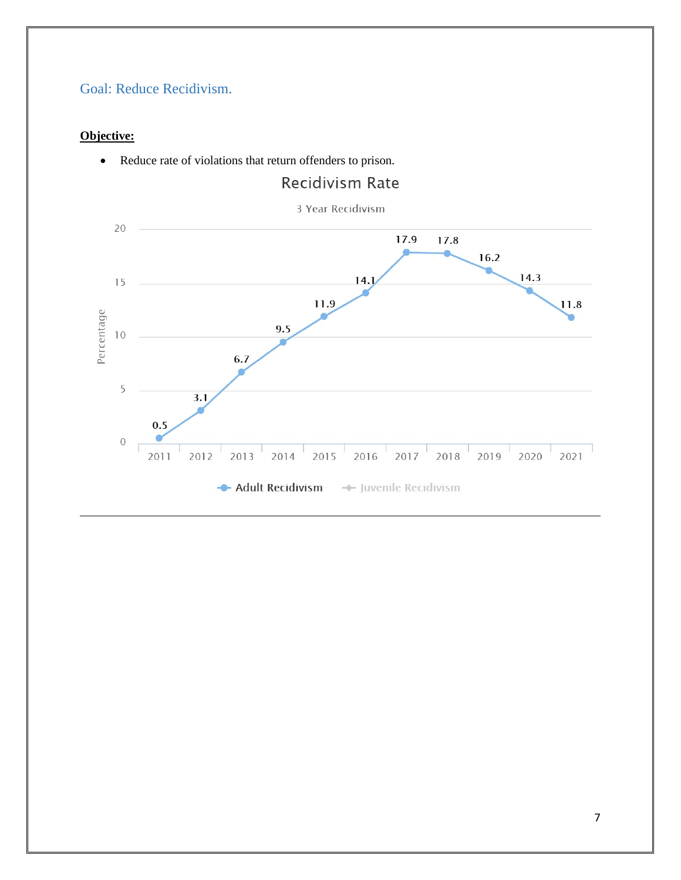## Goal: Reduce Recidivism.

**Objective:**

- Reduce rate of violations that return offenders to prison.

Recidivism Rate

3 Year Recidivism

| Year | Adult Recidivism (Percentage) |
|---|---|
| 2011 | 0.5 |
| 2012 | 3.1 |
| 2013 | 6.7 |
| 2014 | 9.5 |
| 2015 | 11.9 |
| 2016 | 14.1 |
| 2017 | 17.9 |
| 2018 | 17.8 |
| 2019 | 16.2 |
| 2020 | 14.3 |
| 2021 | 11.8 |

Adult Recidivism — Juvenile Recidivism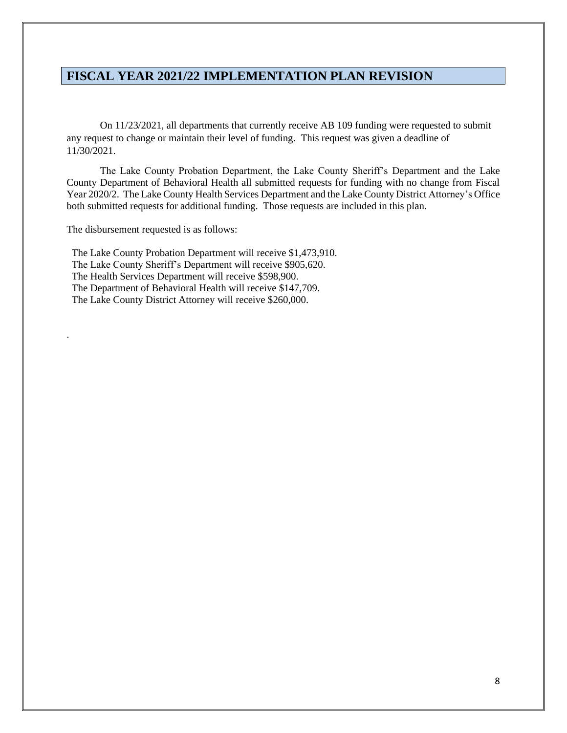## FISCAL YEAR 2021/22 IMPLEMENTATION PLAN REVISION

On 11/23/2021, all departments that currently receive AB 109 funding were requested to submit any request to change or maintain their level of funding. This request was given a deadline of 11/30/2021.

The Lake County Probation Department, the Lake County Sheriff's Department and the Lake County Department of Behavioral Health all submitted requests for funding with no change from Fiscal Year 2020/2. The Lake County Health Services Department and the Lake County District Attorney's Office both submitted requests for additional funding. Those requests are included in this plan.

The disbursement requested is as follows:

The Lake County Probation Department will receive $1,473,910.
The Lake County Sheriff's Department will receive $905,620.
The Health Services Department will receive $598,900.
The Department of Behavioral Health will receive $147,709.
The Lake County District Attorney will receive $260,000.

.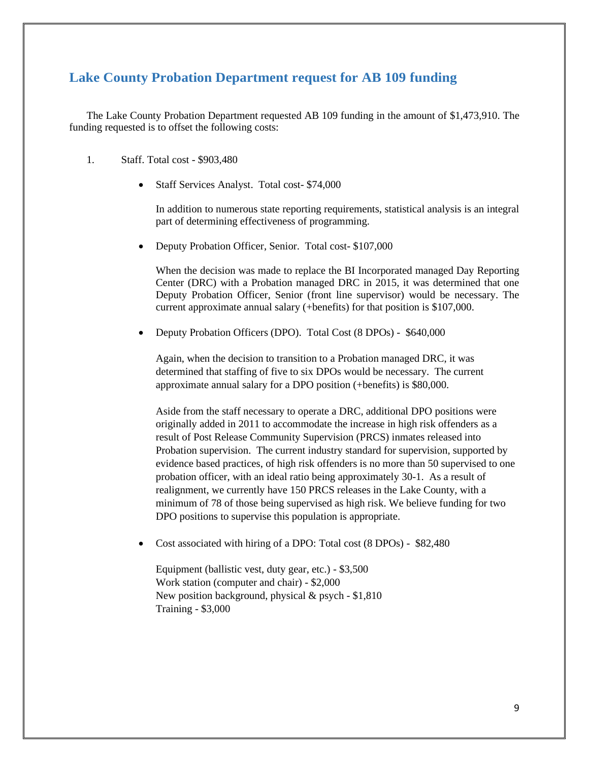## Lake County Probation Department request for AB 109 funding

The Lake County Probation Department requested AB 109 funding in the amount of $1,473,910. The funding requested is to offset the following costs:

1. Staff. Total cost - $903,480

   - Staff Services Analyst. Total cost- $74,000

     In addition to numerous state reporting requirements, statistical analysis is an integral part of determining effectiveness of programming.

   - Deputy Probation Officer, Senior. Total cost- $107,000

     When the decision was made to replace the BI Incorporated managed Day Reporting Center (DRC) with a Probation managed DRC in 2015, it was determined that one Deputy Probation Officer, Senior (front line supervisor) would be necessary. The current approximate annual salary (+benefits) for that position is $107,000.

   - Deputy Probation Officers (DPO). Total Cost (8 DPOs) - $640,000

     Again, when the decision to transition to a Probation managed DRC, it was determined that staffing of five to six DPOs would be necessary. The current approximate annual salary for a DPO position (+benefits) is $80,000.

     Aside from the staff necessary to operate a DRC, additional DPO positions were originally added in 2011 to accommodate the increase in high risk offenders as a result of Post Release Community Supervision (PRCS) inmates released into Probation supervision. The current industry standard for supervision, supported by evidence based practices, of high risk offenders is no more than 50 supervised to one probation officer, with an ideal ratio being approximately 30-1. As a result of realignment, we currently have 150 PRCS releases in the Lake County, with a minimum of 78 of those being supervised as high risk. We believe funding for two DPO positions to supervise this population is appropriate.

   - Cost associated with hiring of a DPO: Total cost (8 DPOs) - $82,480

     Equipment (ballistic vest, duty gear, etc.) - $3,500
     Work station (computer and chair) - $2,000
     New position background, physical & psych - $1,810
     Training - $3,000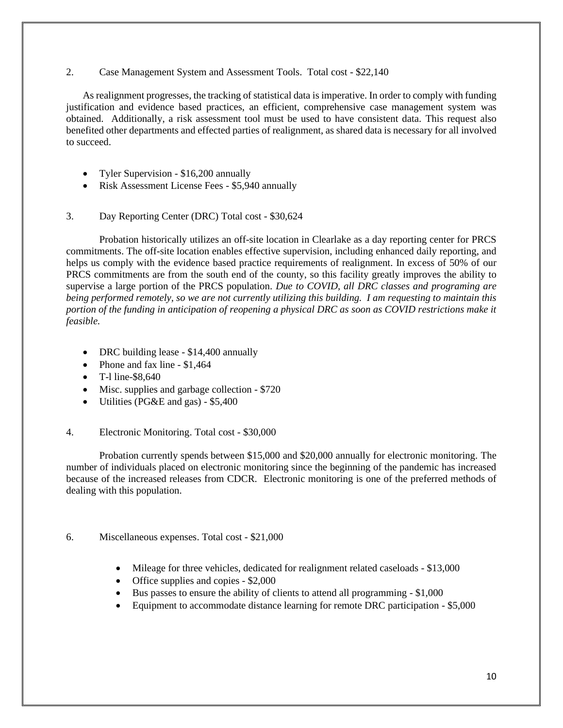2. Case Management System and Assessment Tools. Total cost - $22,140

As realignment progresses, the tracking of statistical data is imperative. In order to comply with funding justification and evidence based practices, an efficient, comprehensive case management system was obtained. Additionally, a risk assessment tool must be used to have consistent data. This request also benefited other departments and effected parties of realignment, as shared data is necessary for all involved to succeed.

- Tyler Supervision - $16,200 annually
- Risk Assessment License Fees - $5,940 annually

3. Day Reporting Center (DRC) Total cost - $30,624

Probation historically utilizes an off-site location in Clearlake as a day reporting center for PRCS commitments. The off-site location enables effective supervision, including enhanced daily reporting, and helps us comply with the evidence based practice requirements of realignment. In excess of 50% of our PRCS commitments are from the south end of the county, so this facility greatly improves the ability to supervise a large portion of the PRCS population. *Due to COVID, all DRC classes and programing are being performed remotely, so we are not currently utilizing this building. I am requesting to maintain this portion of the funding in anticipation of reopening a physical DRC as soon as COVID restrictions make it feasible.*

- DRC building lease - $14,400 annually
- Phone and fax line - $1,464
- T-l line-$8,640
- Misc. supplies and garbage collection - $720
- Utilities (PG&E and gas) - $5,400

4. Electronic Monitoring. Total cost - $30,000

Probation currently spends between $15,000 and $20,000 annually for electronic monitoring. The number of individuals placed on electronic monitoring since the beginning of the pandemic has increased because of the increased releases from CDCR. Electronic monitoring is one of the preferred methods of dealing with this population.

6. Miscellaneous expenses. Total cost - $21,000

- Mileage for three vehicles, dedicated for realignment related caseloads - $13,000
- Office supplies and copies - $2,000
- Bus passes to ensure the ability of clients to attend all programming - $1,000
- Equipment to accommodate distance learning for remote DRC participation - $5,000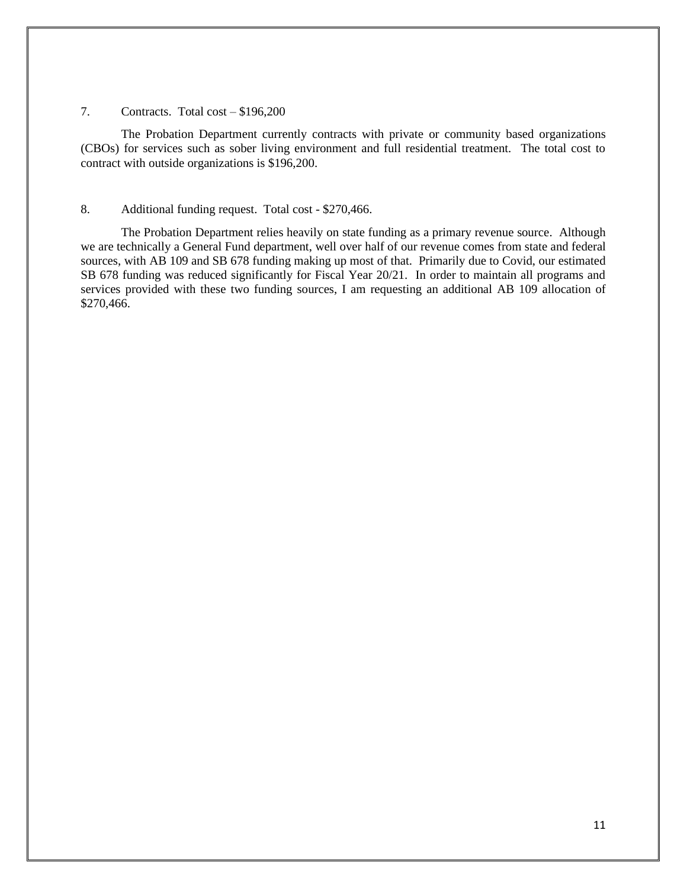7. Contracts. Total cost – $196,200

The Probation Department currently contracts with private or community based organizations (CBOs) for services such as sober living environment and full residential treatment. The total cost to contract with outside organizations is $196,200.

8. Additional funding request. Total cost - $270,466.

The Probation Department relies heavily on state funding as a primary revenue source. Although we are technically a General Fund department, well over half of our revenue comes from state and federal sources, with AB 109 and SB 678 funding making up most of that. Primarily due to Covid, our estimated SB 678 funding was reduced significantly for Fiscal Year 20/21. In order to maintain all programs and services provided with these two funding sources, I am requesting an additional AB 109 allocation of $270,466.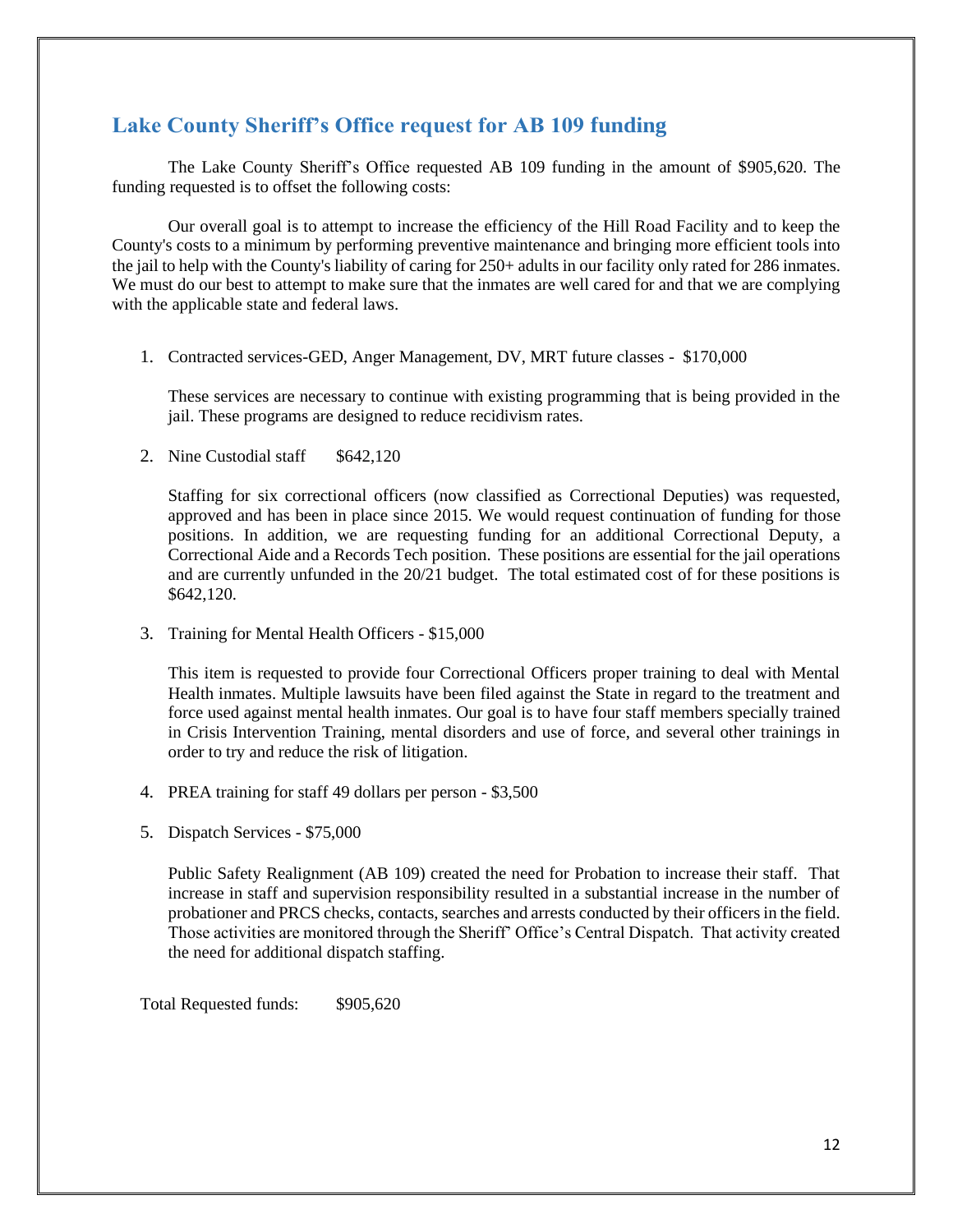## Lake County Sheriff's Office request for AB 109 funding

The Lake County Sheriff's Office requested AB 109 funding in the amount of $905,620. The funding requested is to offset the following costs:

Our overall goal is to attempt to increase the efficiency of the Hill Road Facility and to keep the County's costs to a minimum by performing preventive maintenance and bringing more efficient tools into the jail to help with the County's liability of caring for 250+ adults in our facility only rated for 286 inmates. We must do our best to attempt to make sure that the inmates are well cared for and that we are complying with the applicable state and federal laws.

1. Contracted services-GED, Anger Management, DV, MRT future classes - $170,000

   These services are necessary to continue with existing programming that is being provided in the jail. These programs are designed to reduce recidivism rates.

2. Nine Custodial staff $642,120

   Staffing for six correctional officers (now classified as Correctional Deputies) was requested, approved and has been in place since 2015. We would request continuation of funding for those positions. In addition, we are requesting funding for an additional Correctional Deputy, a Correctional Aide and a Records Tech position. These positions are essential for the jail operations and are currently unfunded in the 20/21 budget. The total estimated cost of for these positions is $642,120.

3. Training for Mental Health Officers - $15,000

   This item is requested to provide four Correctional Officers proper training to deal with Mental Health inmates. Multiple lawsuits have been filed against the State in regard to the treatment and force used against mental health inmates. Our goal is to have four staff members specially trained in Crisis Intervention Training, mental disorders and use of force, and several other trainings in order to try and reduce the risk of litigation.

4. PREA training for staff 49 dollars per person - $3,500

5. Dispatch Services - $75,000

   Public Safety Realignment (AB 109) created the need for Probation to increase their staff. That increase in staff and supervision responsibility resulted in a substantial increase in the number of probationer and PRCS checks, contacts, searches and arrests conducted by their officers in the field. Those activities are monitored through the Sheriff' Office's Central Dispatch. That activity created the need for additional dispatch staffing.

Total Requested funds: $905,620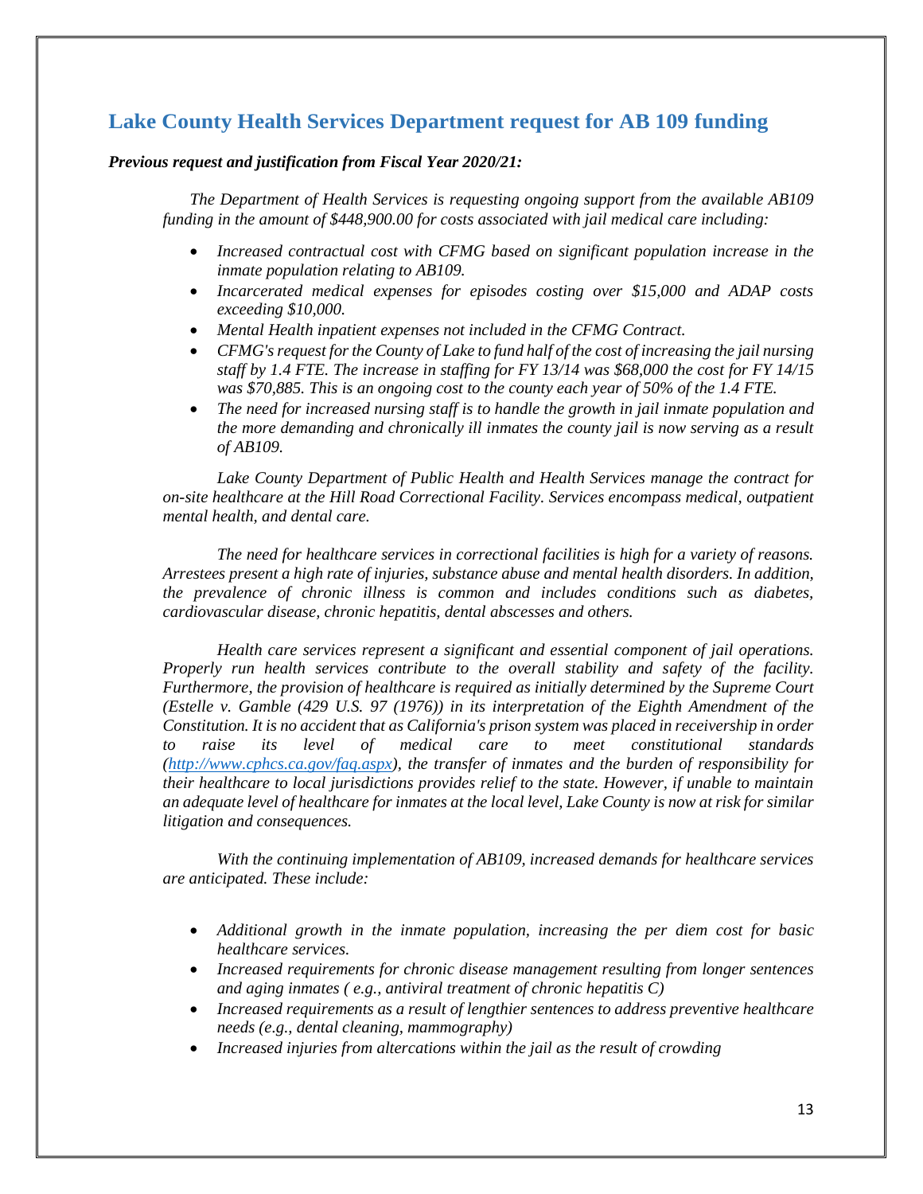## Lake County Health Services Department request for AB 109 funding

***Previous request and justification from Fiscal Year 2020/21:***

*The Department of Health Services is requesting ongoing support from the available AB109 funding in the amount of $448,900.00 for costs associated with jail medical care including:*

- *Increased contractual cost with CFMG based on significant population increase in the inmate population relating to AB109.*
- *Incarcerated medical expenses for episodes costing over $15,000 and ADAP costs exceeding $10,000.*
- *Mental Health inpatient expenses not included in the CFMG Contract.*
- *CFMG's request for the County of Lake to fund half of the cost of increasing the jail nursing staff by 1.4 FTE. The increase in staffing for FY 13/14 was $68,000 the cost for FY 14/15 was $70,885. This is an ongoing cost to the county each year of 50% of the 1.4 FTE.*
- *The need for increased nursing staff is to handle the growth in jail inmate population and the more demanding and chronically ill inmates the county jail is now serving as a result of AB109.*

*Lake County Department of Public Health and Health Services manage the contract for on-site healthcare at the Hill Road Correctional Facility. Services encompass medical, outpatient mental health, and dental care.*

*The need for healthcare services in correctional facilities is high for a variety of reasons. Arrestees present a high rate of injuries, substance abuse and mental health disorders. In addition, the prevalence of chronic illness is common and includes conditions such as diabetes, cardiovascular disease, chronic hepatitis, dental abscesses and others.*

*Health care services represent a significant and essential component of jail operations. Properly run health services contribute to the overall stability and safety of the facility. Furthermore, the provision of healthcare is required as initially determined by the Supreme Court (Estelle v. Gamble (429 U.S. 97 (1976)) in its interpretation of the Eighth Amendment of the Constitution. It is no accident that as California's prison system was placed in receivership in order to raise its level of medical care to meet constitutional standards ([http://www.cphcs.ca.gov/faq.aspx](http://www.cphcs.ca.gov/faq.aspx)), the transfer of inmates and the burden of responsibility for their healthcare to local jurisdictions provides relief to the state. However, if unable to maintain an adequate level of healthcare for inmates at the local level, Lake County is now at risk for similar litigation and consequences.*

*With the continuing implementation of AB109, increased demands for healthcare services are anticipated. These include:*

- *Additional growth in the inmate population, increasing the per diem cost for basic healthcare services.*
- *Increased requirements for chronic disease management resulting from longer sentences and aging inmates ( e.g., antiviral treatment of chronic hepatitis C)*
- *Increased requirements as a result of lengthier sentences to address preventive healthcare needs (e.g., dental cleaning, mammography)*
- *Increased injuries from altercations within the jail as the result of crowding*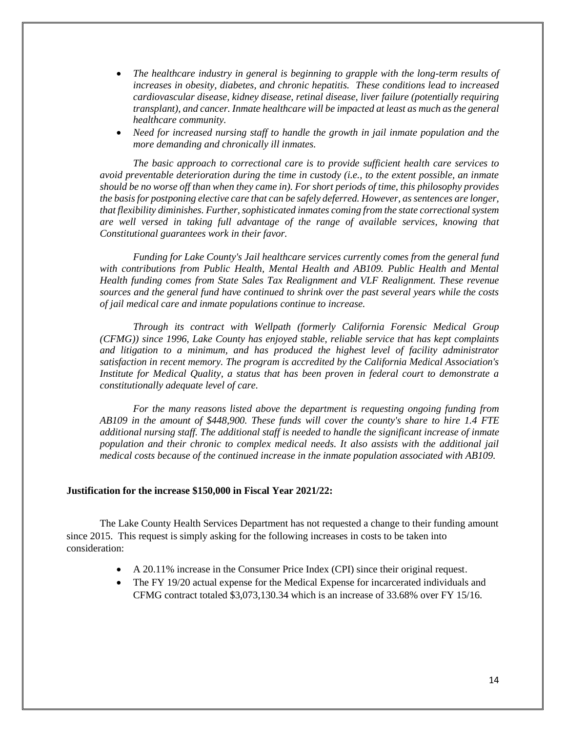- *The healthcare industry in general is beginning to grapple with the long-term results of increases in obesity, diabetes, and chronic hepatitis. These conditions lead to increased cardiovascular disease, kidney disease, retinal disease, liver failure (potentially requiring transplant), and cancer. Inmate healthcare will be impacted at least as much as the general healthcare community.*
- *Need for increased nursing staff to handle the growth in jail inmate population and the more demanding and chronically ill inmates.*

*The basic approach to correctional care is to provide sufficient health care services to avoid preventable deterioration during the time in custody (i.e., to the extent possible, an inmate should be no worse off than when they came in). For short periods of time, this philosophy provides the basis for postponing elective care that can be safely deferred. However, as sentences are longer, that flexibility diminishes. Further, sophisticated inmates coming from the state correctional system are well versed in taking full advantage of the range of available services, knowing that Constitutional guarantees work in their favor.*

*Funding for Lake County's Jail healthcare services currently comes from the general fund with contributions from Public Health, Mental Health and AB109. Public Health and Mental Health funding comes from State Sales Tax Realignment and VLF Realignment. These revenue sources and the general fund have continued to shrink over the past several years while the costs of jail medical care and inmate populations continue to increase.*

*Through its contract with Wellpath (formerly California Forensic Medical Group (CFMG)) since 1996, Lake County has enjoyed stable, reliable service that has kept complaints and litigation to a minimum, and has produced the highest level of facility administrator satisfaction in recent memory. The program is accredited by the California Medical Association's Institute for Medical Quality, a status that has been proven in federal court to demonstrate a constitutionally adequate level of care.*

*For the many reasons listed above the department is requesting ongoing funding from AB109 in the amount of $448,900. These funds will cover the county's share to hire 1.4 FTE additional nursing staff. The additional staff is needed to handle the significant increase of inmate population and their chronic to complex medical needs. It also assists with the additional jail medical costs because of the continued increase in the inmate population associated with AB109.*

**Justification for the increase $150,000 in Fiscal Year 2021/22:**

The Lake County Health Services Department has not requested a change to their funding amount since 2015. This request is simply asking for the following increases in costs to be taken into consideration:

- A 20.11% increase in the Consumer Price Index (CPI) since their original request.
- The FY 19/20 actual expense for the Medical Expense for incarcerated individuals and CFMG contract totaled $3,073,130.34 which is an increase of 33.68% over FY 15/16.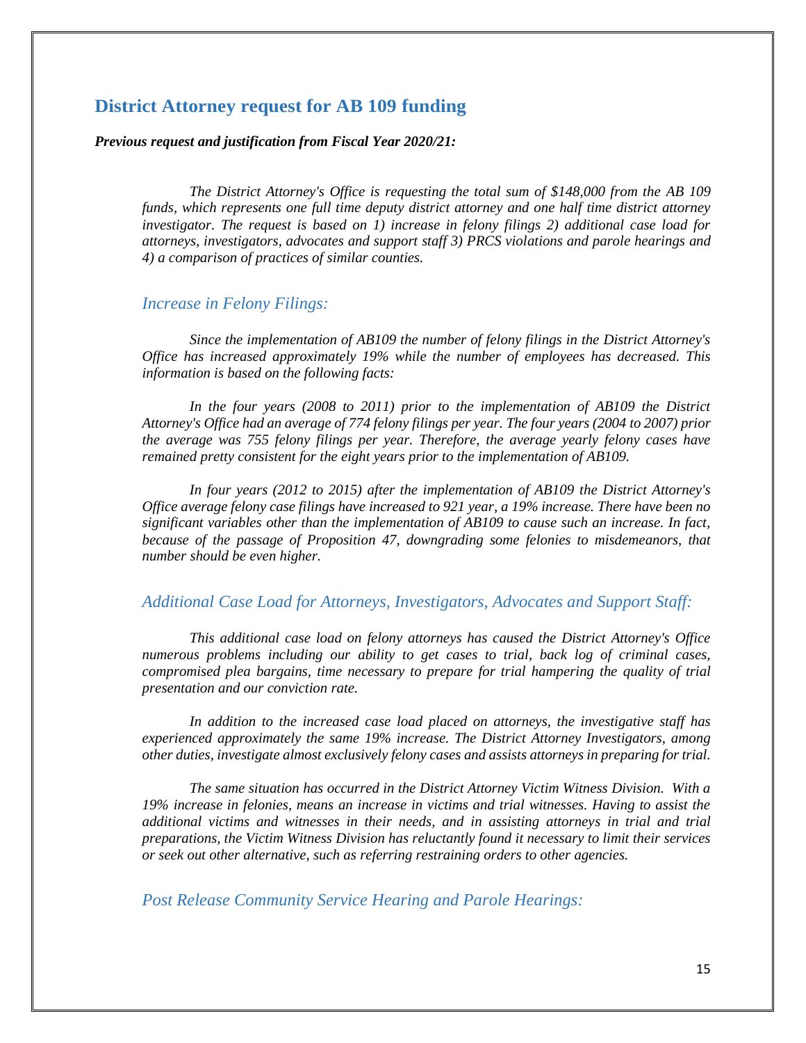## District Attorney request for AB 109 funding

***Previous request and justification from Fiscal Year 2020/21:***

*The District Attorney's Office is requesting the total sum of $148,000 from the AB 109 funds, which represents one full time deputy district attorney and one half time district attorney investigator. The request is based on 1) increase in felony filings 2) additional case load for attorneys, investigators, advocates and support staff 3) PRCS violations and parole hearings and 4) a comparison of practices of similar counties.*

### *Increase in Felony Filings:*

*Since the implementation of AB109 the number of felony filings in the District Attorney's Office has increased approximately 19% while the number of employees has decreased. This information is based on the following facts:*

*In the four years (2008 to 2011) prior to the implementation of AB109 the District Attorney's Office had an average of 774 felony filings per year. The four years (2004 to 2007) prior the average was 755 felony filings per year. Therefore, the average yearly felony cases have remained pretty consistent for the eight years prior to the implementation of AB109.*

*In four years (2012 to 2015) after the implementation of AB109 the District Attorney's Office average felony case filings have increased to 921 year, a 19% increase. There have been no significant variables other than the implementation of AB109 to cause such an increase. In fact, because of the passage of Proposition 47, downgrading some felonies to misdemeanors, that number should be even higher.*

### *Additional Case Load for Attorneys, Investigators, Advocates and Support Staff:*

*This additional case load on felony attorneys has caused the District Attorney's Office numerous problems including our ability to get cases to trial, back log of criminal cases, compromised plea bargains, time necessary to prepare for trial hampering the quality of trial presentation and our conviction rate.*

*In addition to the increased case load placed on attorneys, the investigative staff has experienced approximately the same 19% increase. The District Attorney Investigators, among other duties, investigate almost exclusively felony cases and assists attorneys in preparing for trial.*

*The same situation has occurred in the District Attorney Victim Witness Division. With a 19% increase in felonies, means an increase in victims and trial witnesses. Having to assist the additional victims and witnesses in their needs, and in assisting attorneys in trial and trial preparations, the Victim Witness Division has reluctantly found it necessary to limit their services or seek out other alternative, such as referring restraining orders to other agencies.*

### *Post Release Community Service Hearing and Parole Hearings:*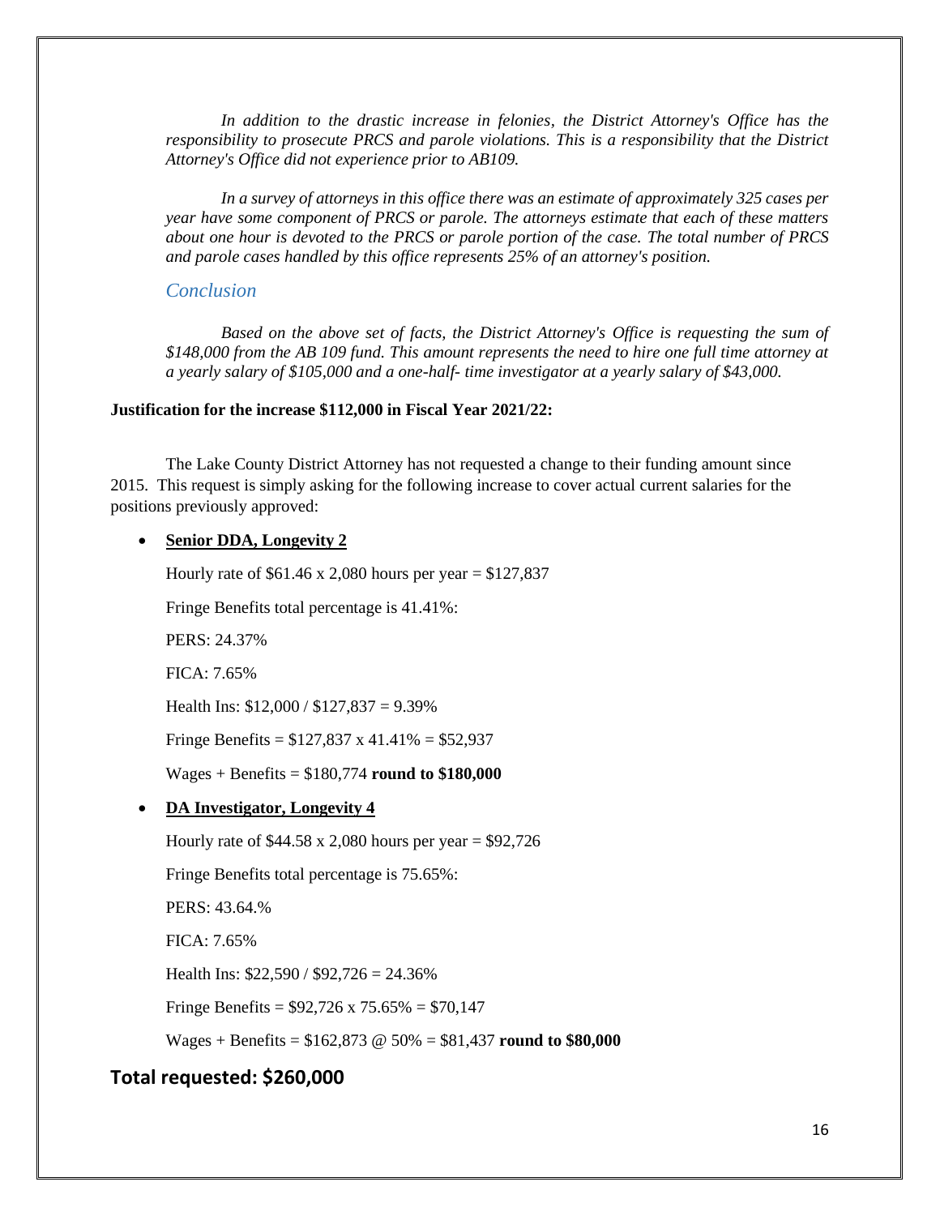*In addition to the drastic increase in felonies, the District Attorney's Office has the responsibility to prosecute PRCS and parole violations. This is a responsibility that the District Attorney's Office did not experience prior to AB109.*

*In a survey of attorneys in this office there was an estimate of approximately 325 cases per year have some component of PRCS or parole. The attorneys estimate that each of these matters about one hour is devoted to the PRCS or parole portion of the case. The total number of PRCS and parole cases handled by this office represents 25% of an attorney's position.*

### *Conclusion*

*Based on the above set of facts, the District Attorney's Office is requesting the sum of $148,000 from the AB 109 fund. This amount represents the need to hire one full time attorney at a yearly salary of $105,000 and a one-half- time investigator at a yearly salary of $43,000.*

**Justification for the increase $112,000 in Fiscal Year 2021/22:**

The Lake County District Attorney has not requested a change to their funding amount since 2015. This request is simply asking for the following increase to cover actual current salaries for the positions previously approved:

- **Senior DDA, Longevity 2**

  Hourly rate of $61.46 x 2,080 hours per year = $127,837

  Fringe Benefits total percentage is 41.41%:

  PERS: 24.37%

  FICA: 7.65%

  Health Ins: $12,000 / $127,837 = 9.39%

  Fringe Benefits = $127,837 x 41.41% = $52,937

  Wages + Benefits = $180,774 **round to $180,000**

- **DA Investigator, Longevity 4**

  Hourly rate of $44.58 x 2,080 hours per year = $92,726

  Fringe Benefits total percentage is 75.65%:

  PERS: 43.64.%

  FICA: 7.65%

  Health Ins: $22,590 / $92,726 = 24.36%

  Fringe Benefits = $92,726 x 75.65% = $70,147

  Wages + Benefits = $162,873 @ 50% = $81,437 **round to $80,000**

## Total requested: $260,000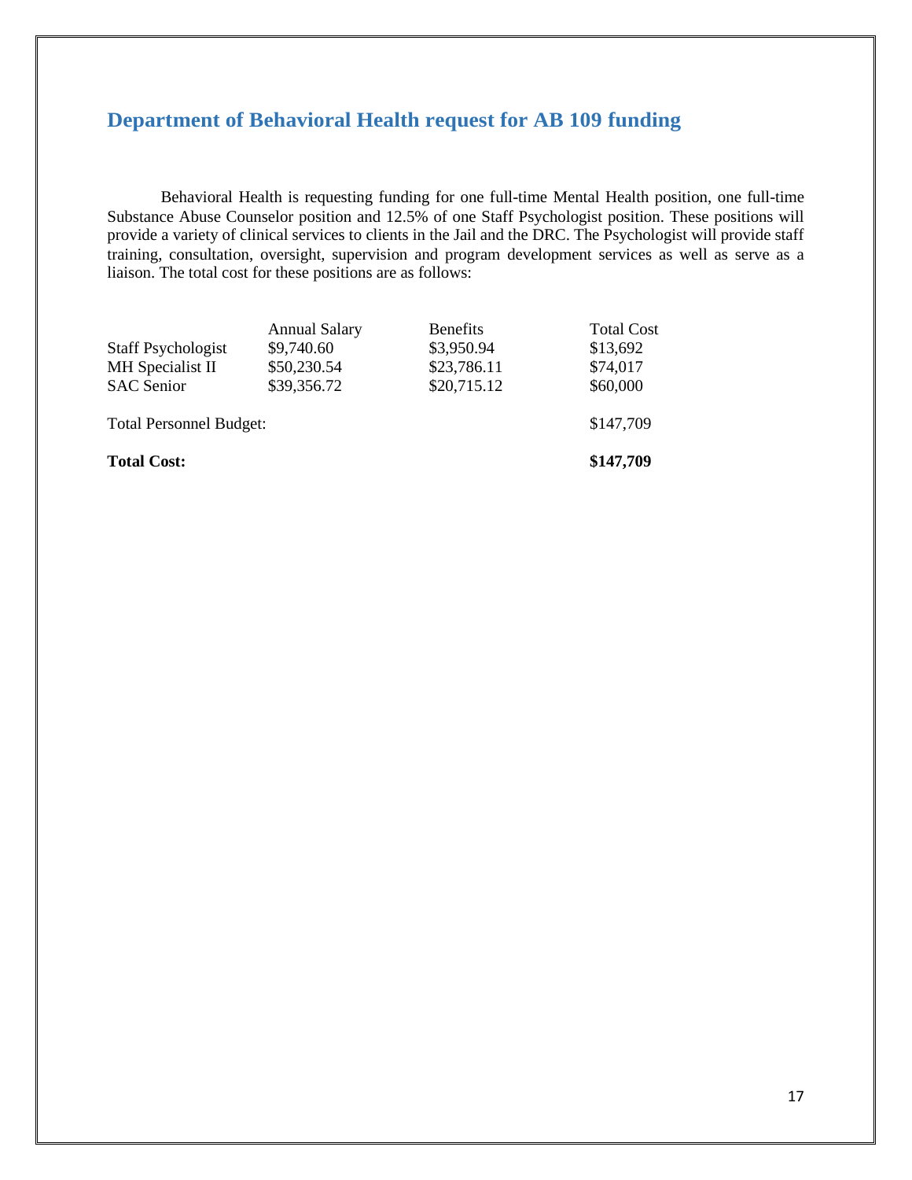## Department of Behavioral Health request for AB 109 funding

Behavioral Health is requesting funding for one full-time Mental Health position, one full-time Substance Abuse Counselor position and 12.5% of one Staff Psychologist position. These positions will provide a variety of clinical services to clients in the Jail and the DRC. The Psychologist will provide staff training, consultation, oversight, supervision and program development services as well as serve as a liaison. The total cost for these positions are as follows:

| | Annual Salary | Benefits | Total Cost |
|---|---|---|---|
| Staff Psychologist | $9,740.60 | $3,950.94 | $13,692 |
| MH Specialist II | $50,230.54 | $23,786.11 | $74,017 |
| SAC Senior | $39,356.72 | $20,715.12 | $60,000 |
| Total Personnel Budget: | | | $147,709 |
| **Total Cost:** | | | **$147,709** |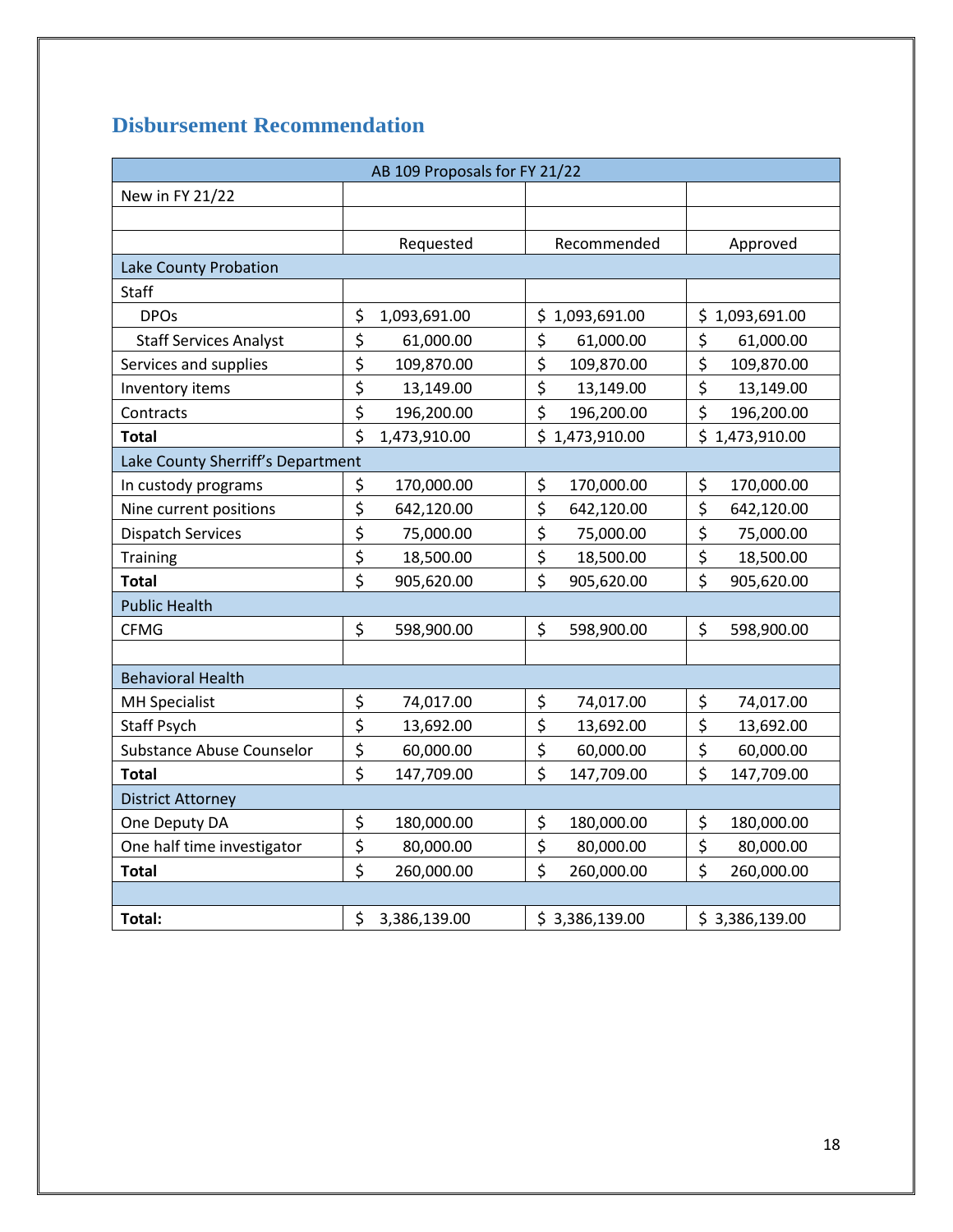## Disbursement Recommendation

| AB 109 Proposals for FY 21/22 | | | |
|---|---|---|---|
| New in FY 21/22 | | | |
| | | | |
| | Requested | Recommended | Approved |
| Lake County Probation | | | |
| Staff | | | |
| DPOs | $ 1,093,691.00 | $ 1,093,691.00 | $ 1,093,691.00 |
| Staff Services Analyst | $ 61,000.00 | $ 61,000.00 | $ 61,000.00 |
| Services and supplies | $ 109,870.00 | $ 109,870.00 | $ 109,870.00 |
| Inventory items | $ 13,149.00 | $ 13,149.00 | $ 13,149.00 |
| Contracts | $ 196,200.00 | $ 196,200.00 | $ 196,200.00 |
| **Total** | $ 1,473,910.00 | $ 1,473,910.00 | $ 1,473,910.00 |
| Lake County Sherriff's Department | | | |
| In custody programs | $ 170,000.00 | $ 170,000.00 | $ 170,000.00 |
| Nine current positions | $ 642,120.00 | $ 642,120.00 | $ 642,120.00 |
| Dispatch Services | $ 75,000.00 | $ 75,000.00 | $ 75,000.00 |
| Training | $ 18,500.00 | $ 18,500.00 | $ 18,500.00 |
| **Total** | $ 905,620.00 | $ 905,620.00 | $ 905,620.00 |
| Public Health | | | |
| CFMG | $ 598,900.00 | $ 598,900.00 | $ 598,900.00 |
| | | | |
| Behavioral Health | | | |
| MH Specialist | $ 74,017.00 | $ 74,017.00 | $ 74,017.00 |
| Staff Psych | $ 13,692.00 | $ 13,692.00 | $ 13,692.00 |
| Substance Abuse Counselor | $ 60,000.00 | $ 60,000.00 | $ 60,000.00 |
| **Total** | $ 147,709.00 | $ 147,709.00 | $ 147,709.00 |
| District Attorney | | | |
| One Deputy DA | $ 180,000.00 | $ 180,000.00 | $ 180,000.00 |
| One half time investigator | $ 80,000.00 | $ 80,000.00 | $ 80,000.00 |
| **Total** | $ 260,000.00 | $ 260,000.00 | $ 260,000.00 |
| | | | |
| **Total:** | $ 3,386,139.00 | $ 3,386,139.00 | $ 3,386,139.00 |